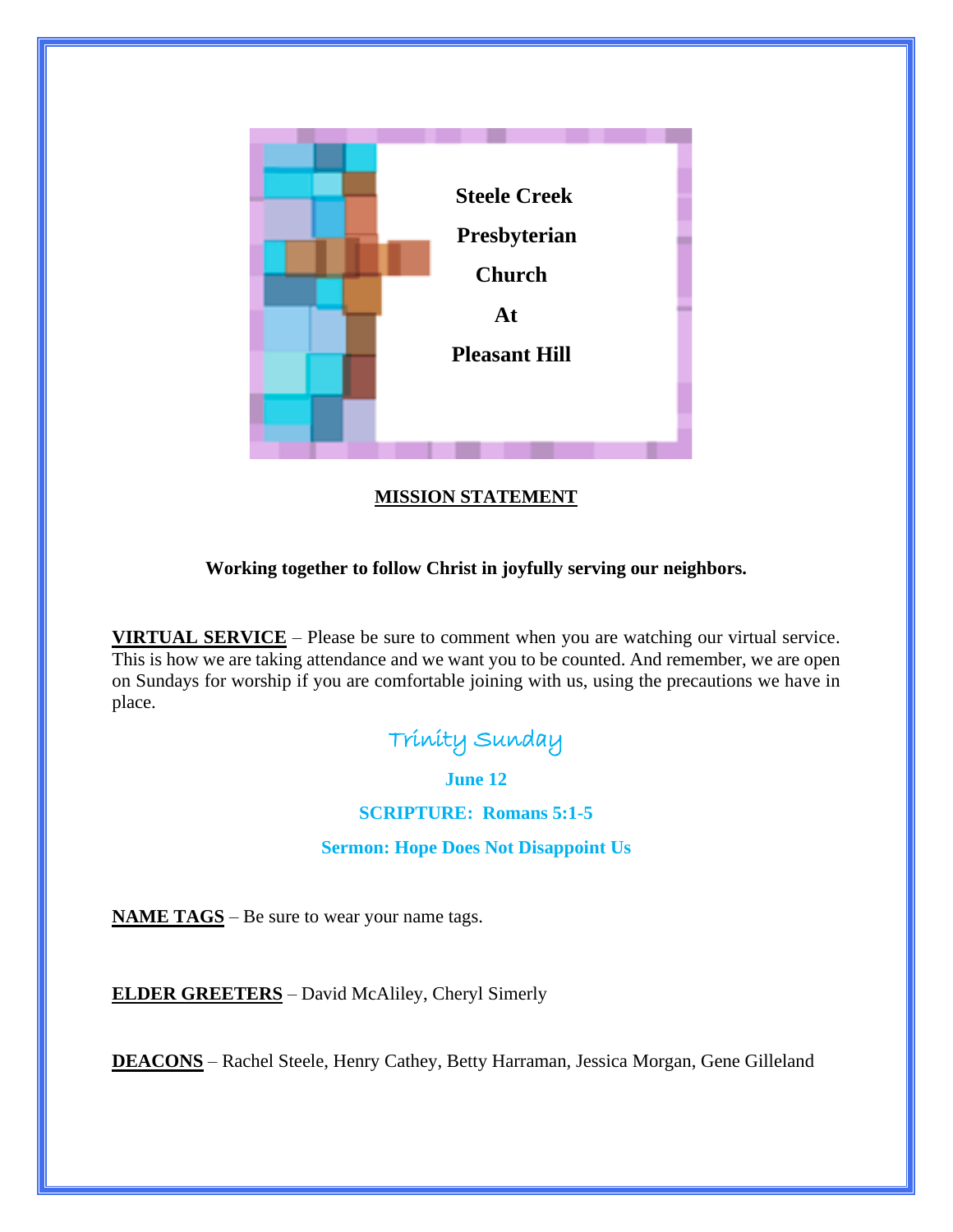# Steele Creek Presbyterian Church At Pleasant Hill

**MISSION STATEMENT**

**Working together to follow Christ in joyfully serving our neighbors.**

**VIRTUAL SERVICE** – Please be sure to comment when you are watching our virtual service. This is how we are taking attendance and we want you to be counted. And remember, we are open on Sundays for worship if you are comfortable joining with us, using the precautions we have in place.

## Trinity Sunday

**June 12**

**SCRIPTURE: Romans 5:1-5**

**Sermon: Hope Does Not Disappoint Us**

**NAME TAGS** – Be sure to wear your name tags.

**ELDER GREETERS** – David McAliley, Cheryl Simerly

**DEACONS** – Rachel Steele, Henry Cathey, Betty Harraman, Jessica Morgan, Gene Gilleland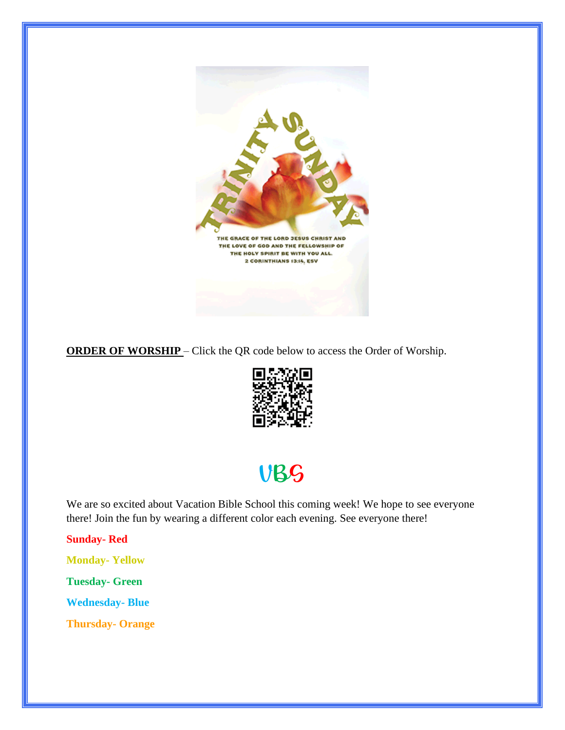**ORDER OF WORSHIP** – Click the QR code below to access the Order of Worship.

## VBS

We are so excited about Vacation Bible School this coming week! We hope to see everyone there! Join the fun by wearing a different color each evening. See everyone there!

**Sunday- Red**

**Monday- Yellow**

**Tuesday- Green**

**Wednesday- Blue**

**Thursday- Orange**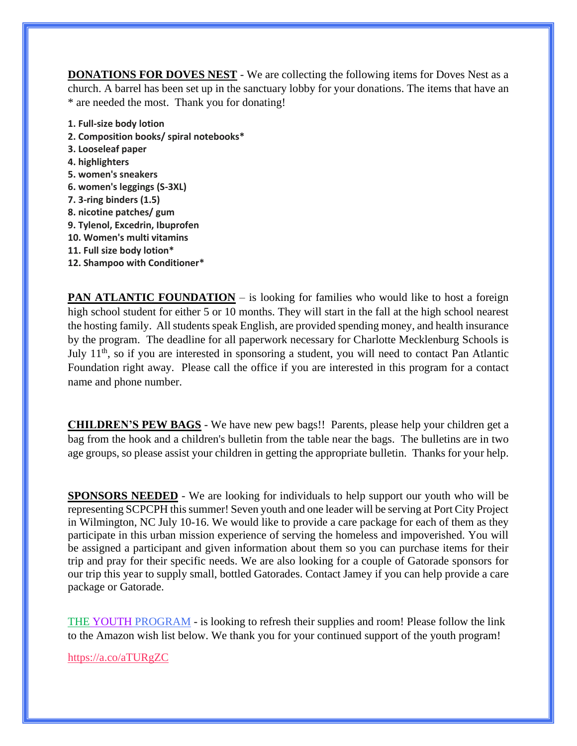**DONATIONS FOR DOVES NEST** - We are collecting the following items for Doves Nest as a church. A barrel has been set up in the sanctuary lobby for your donations. The items that have an * are needed the most. Thank you for donating!

1. **Full-size body lotion**
2. **Composition books/ spiral notebooks***
3. **Looseleaf paper**
4. **highlighters**
5. **women's sneakers**
6. **women's leggings (S-3XL)**
7. **3-ring binders (1.5)**
8. **nicotine patches/ gum**
9. **Tylenol, Excedrin, Ibuprofen**
10. **Women's multi vitamins**
11. **Full size body lotion***
12. **Shampoo with Conditioner***

**PAN ATLANTIC FOUNDATION** – is looking for families who would like to host a foreign high school student for either 5 or 10 months. They will start in the fall at the high school nearest the hosting family. All students speak English, are provided spending money, and health insurance by the program. The deadline for all paperwork necessary for Charlotte Mecklenburg Schools is July 11th, so if you are interested in sponsoring a student, you will need to contact Pan Atlantic Foundation right away. Please call the office if you are interested in this program for a contact name and phone number.

**CHILDREN'S PEW BAGS** - We have new pew bags!! Parents, please help your children get a bag from the hook and a children's bulletin from the table near the bags. The bulletins are in two age groups, so please assist your children in getting the appropriate bulletin. Thanks for your help.

**SPONSORS NEEDED** - We are looking for individuals to help support our youth who will be representing SCPCPH this summer! Seven youth and one leader will be serving at Port City Project in Wilmington, NC July 10-16. We would like to provide a care package for each of them as they participate in this urban mission experience of serving the homeless and impoverished. You will be assigned a participant and given information about them so you can purchase items for their trip and pray for their specific needs. We are also looking for a couple of Gatorade sponsors for our trip this year to supply small, bottled Gatorades. Contact Jamey if you can help provide a care package or Gatorade.

THE YOUTH PROGRAM - is looking to refresh their supplies and room! Please follow the link to the Amazon wish list below. We thank you for your continued support of the youth program!

https://a.co/aTURgZC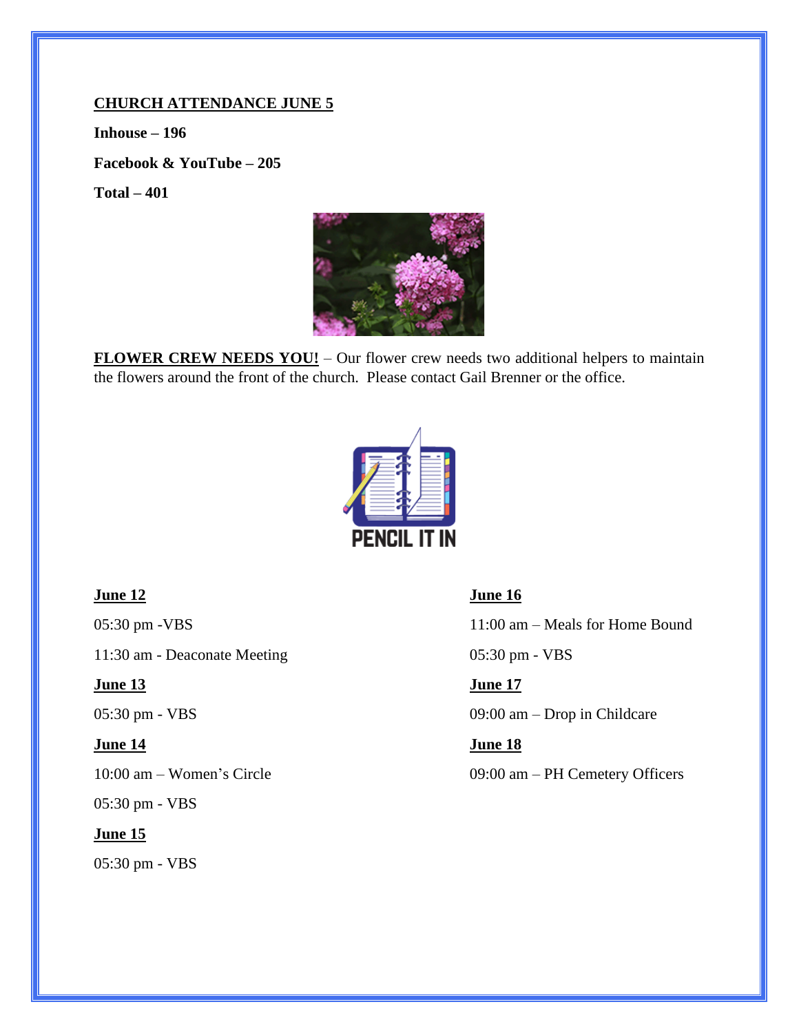**CHURCH ATTENDANCE JUNE 5**

**Inhouse – 196**

**Facebook & YouTube – 205**

**Total – 401**

**FLOWER CREW NEEDS YOU!** – Our flower crew needs two additional helpers to maintain the flowers around the front of the church. Please contact Gail Brenner or the office.

PENCIL IT IN

**June 12**

05:30 pm -VBS

11:30 am - Deaconate Meeting

**June 13**

05:30 pm - VBS

**June 14**

10:00 am – Women's Circle

05:30 pm - VBS

**June 15**

05:30 pm - VBS

**June 16**

11:00 am – Meals for Home Bound

05:30 pm - VBS

**June 17**

09:00 am – Drop in Childcare

**June 18**

09:00 am – PH Cemetery Officers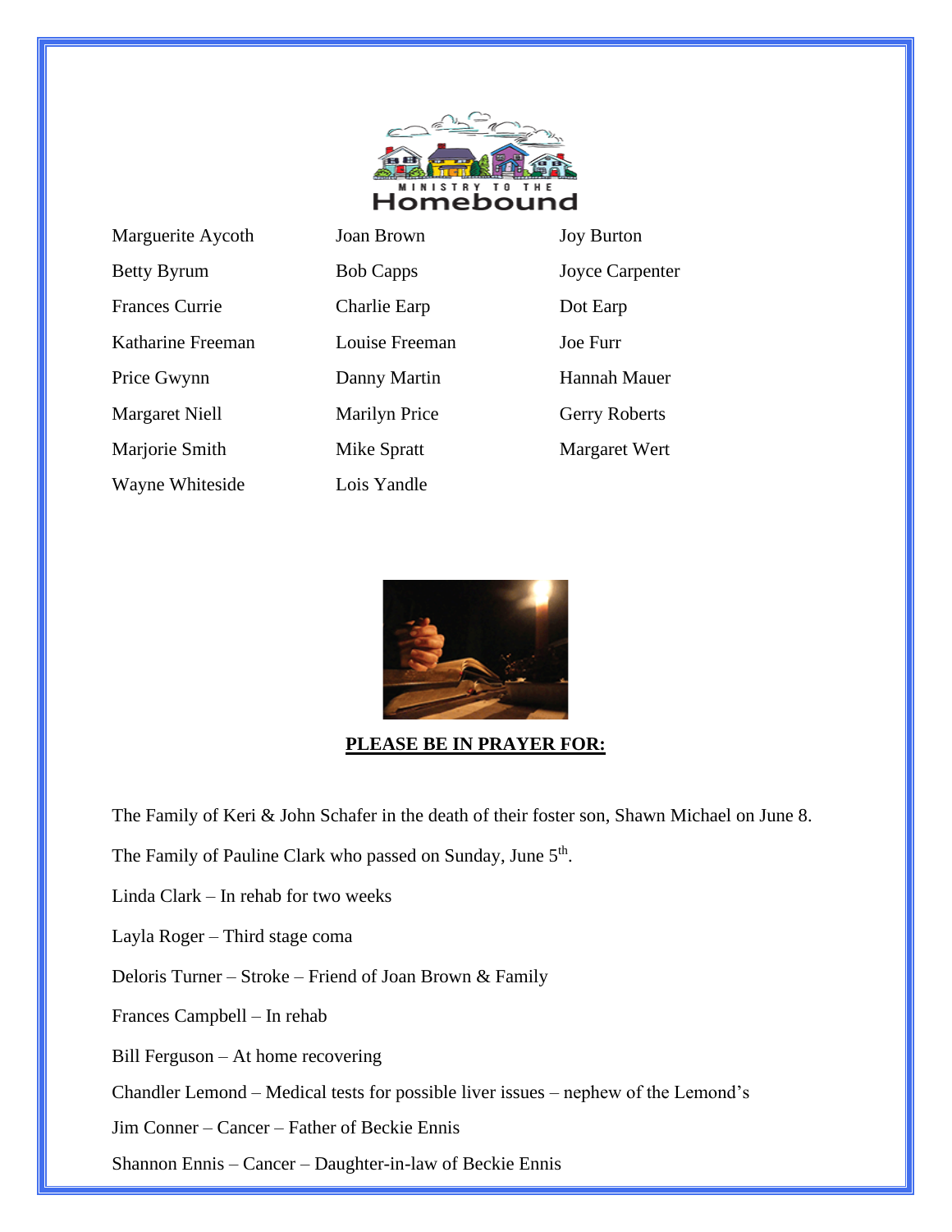MINISTRY TO THE

# Homebound

| | | |
|---|---|---|
| Marguerite Aycoth | Joan Brown | Joy Burton |
| Betty Byrum | Bob Capps | Joyce Carpenter |
| Frances Currie | Charlie Earp | Dot Earp |
| Katharine Freeman | Louise Freeman | Joe Furr |
| Price Gwynn | Danny Martin | Hannah Mauer |
| Margaret Niell | Marilyn Price | Gerry Roberts |
| Marjorie Smith | Mike Spratt | Margaret Wert |
| Wayne Whiteside | Lois Yandle | |

**PLEASE BE IN PRAYER FOR:**

The Family of Keri & John Schafer in the death of their foster son, Shawn Michael on June 8.

The Family of Pauline Clark who passed on Sunday, June 5th.

Linda Clark – In rehab for two weeks

Layla Roger – Third stage coma

Deloris Turner – Stroke – Friend of Joan Brown & Family

Frances Campbell – In rehab

Bill Ferguson – At home recovering

Chandler Lemond – Medical tests for possible liver issues – nephew of the Lemond's

Jim Conner – Cancer – Father of Beckie Ennis

Shannon Ennis – Cancer – Daughter-in-law of Beckie Ennis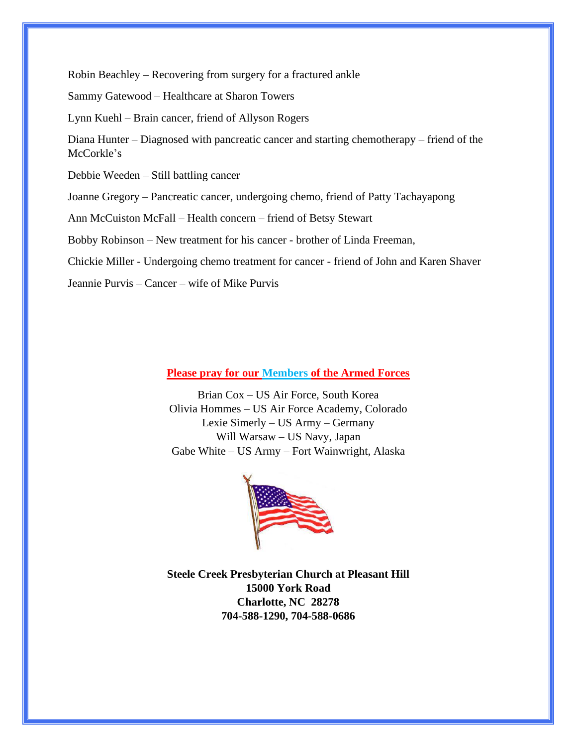Robin Beachley – Recovering from surgery for a fractured ankle

Sammy Gatewood – Healthcare at Sharon Towers

Lynn Kuehl – Brain cancer, friend of Allyson Rogers

Diana Hunter – Diagnosed with pancreatic cancer and starting chemotherapy – friend of the McCorkle's

Debbie Weeden – Still battling cancer

Joanne Gregory – Pancreatic cancer, undergoing chemo, friend of Patty Tachayapong

Ann McCuiston McFall – Health concern – friend of Betsy Stewart

Bobby Robinson – New treatment for his cancer - brother of Linda Freeman,

Chickie Miller - Undergoing chemo treatment for cancer - friend of John and Karen Shaver

Jeannie Purvis – Cancer – wife of Mike Purvis

**Please pray for our Members of the Armed Forces**

Brian Cox – US Air Force, South Korea
Olivia Hommes – US Air Force Academy, Colorado
Lexie Simerly – US Army – Germany
Will Warsaw – US Navy, Japan
Gabe White – US Army – Fort Wainwright, Alaska

**Steele Creek Presbyterian Church at Pleasant Hill**
**15000 York Road**
**Charlotte, NC 28278**
**704-588-1290, 704-588-0686**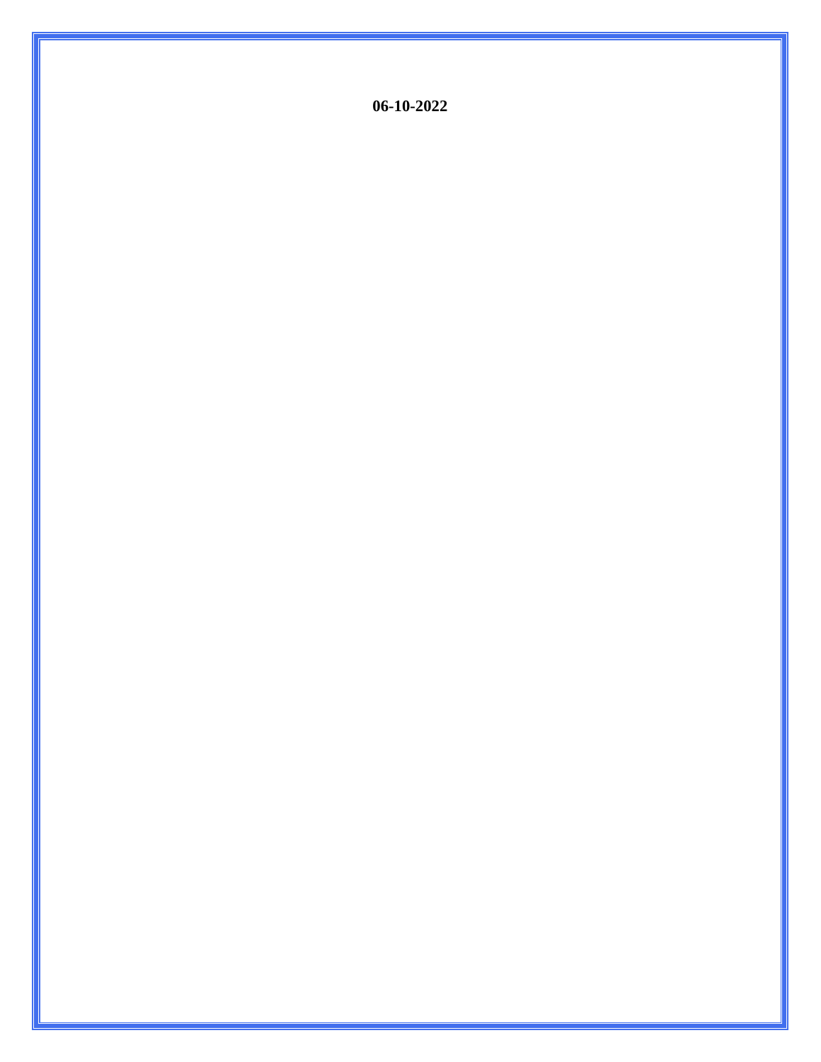**06-10-2022**